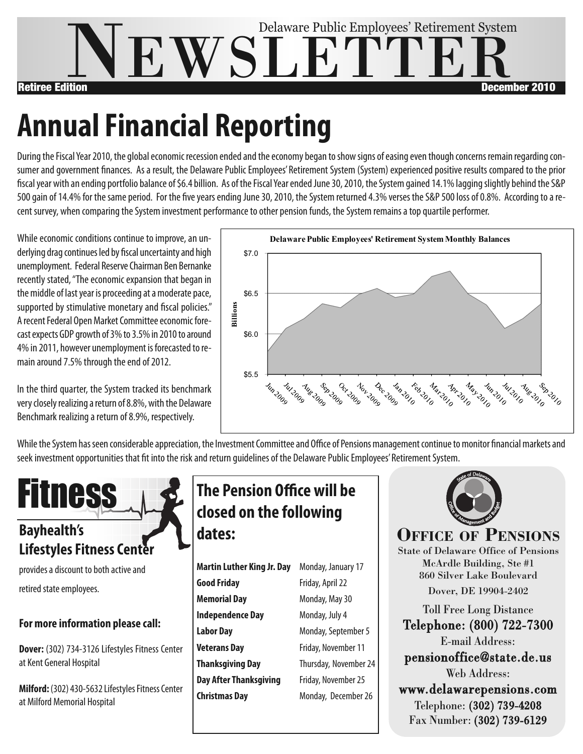# Delaware Public Employees' Retirement System NEWSLETTER

**Retiree Edition** **December 2010**

# Annual Financial Reporting

During the Fiscal Year 2010, the global economic recession ended and the economy began to show signs of easing even though concerns remain regarding consumer and government finances. As a result, the Delaware Public Employees' Retirement System (System) experienced positive results compared to the prior fiscal year with an ending portfolio balance of $6.4 billion. As of the Fiscal Year ended June 30, 2010, the System gained 14.1% lagging slightly behind the S&P 500 gain of 14.4% for the same period. For the five years ending June 30, 2010, the System returned 4.3% verses the S&P 500 loss of 0.8%. According to a recent survey, when comparing the System investment performance to other pension funds, the System remains a top quartile performer.

While economic conditions continue to improve, an underlying drag continues led by fiscal uncertainty and high unemployment. Federal Reserve Chairman Ben Bernanke recently stated, "The economic expansion that began in the middle of last year is proceeding at a moderate pace, supported by stimulative monetary and fiscal policies." A recent Federal Open Market Committee economic forecast expects GDP growth of 3% to 3.5% in 2010 to around 4% in 2011, however unemployment is forecasted to remain around 7.5% through the end of 2012.

In the third quarter, the System tracked its benchmark very closely realizing a return of 8.8%, with the Delaware Benchmark realizing a return of 8.9%, respectively.

**Delaware Public Employees' Retirement System Monthly Balances**

While the System has seen considerable appreciation, the Investment Committee and Office of Pensions management continue to monitor financial markets and seek investment opportunities that fit into the risk and return guidelines of the Delaware Public Employees' Retirement System.

## Fitness

### Bayhealth's Lifestyles Fitness Center

provides a discount to both active and retired state employees.

**For more information please call:**

**Dover:** (302) 734-3126 Lifestyles Fitness Center at Kent General Hospital

**Milford:** (302) 430-5632 Lifestyles Fitness Center at Milford Memorial Hospital

## The Pension Office will be closed on the following dates:

| | |
|---|---|
| **Martin Luther King Jr. Day** | Monday, January 17 |
| **Good Friday** | Friday, April 22 |
| **Memorial Day** | Monday, May 30 |
| **Independence Day** | Monday, July 4 |
| **Labor Day** | Monday, September 5 |
| **Veterans Day** | Friday, November 11 |
| **Thanksgiving Day** | Thursday, November 24 |
| **Day After Thanksgiving** | Friday, November 25 |
| **Christmas Day** | Monday, December 26 |

## Office of Pensions

State of Delaware Office of Pensions
McArdle Building, Ste #1
860 Silver Lake Boulevard
Dover, DE 19904-2402

Toll Free Long Distance
Telephone: (800) 722-7300
E-mail Address:
pensionoffice@state.de.us
Web Address:
www.delawarepensions.com
Telephone: (302) 739-4208
Fax Number: (302) 739-6129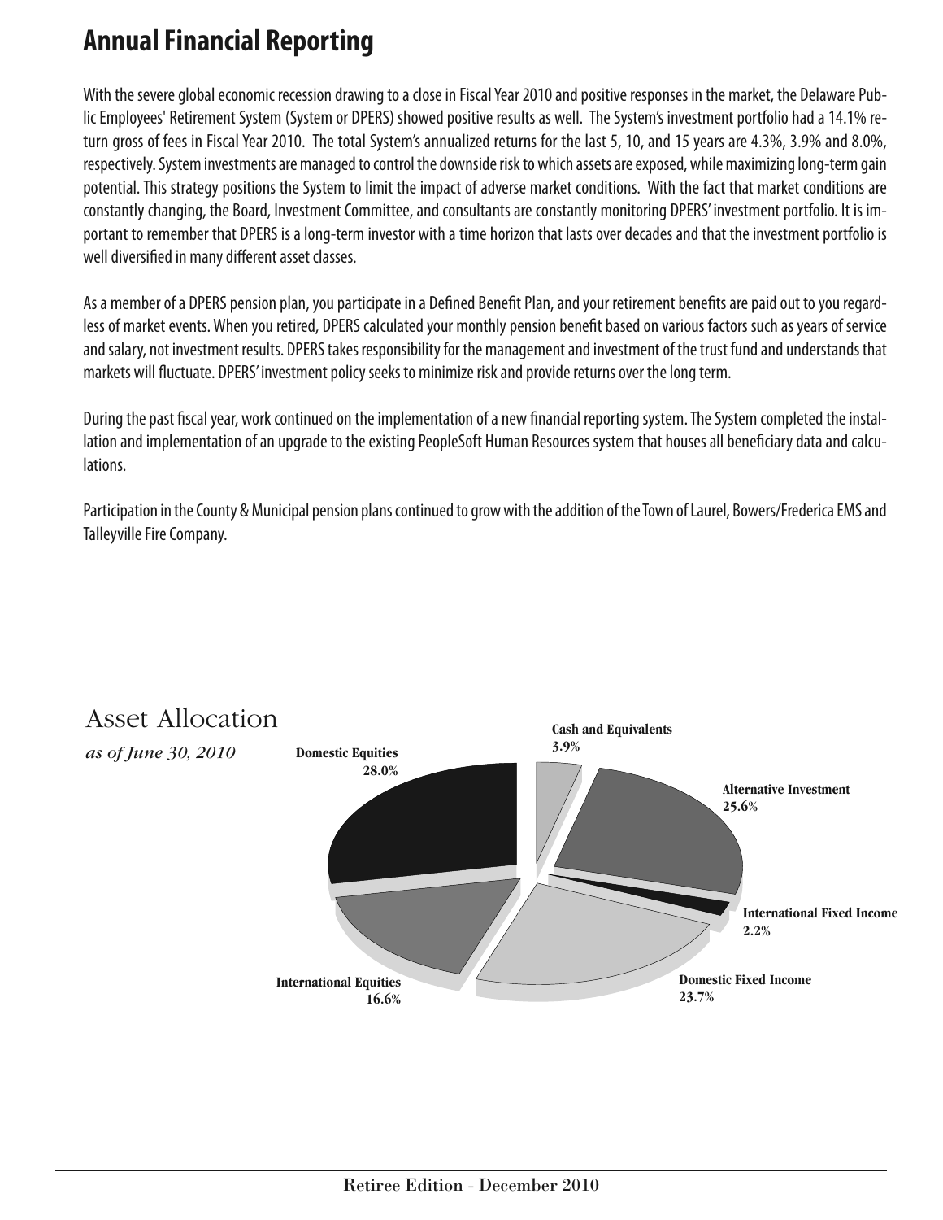# Annual Financial Reporting

With the severe global economic recession drawing to a close in Fiscal Year 2010 and positive responses in the market, the Delaware Public Employees' Retirement System (System or DPERS) showed positive results as well. The System's investment portfolio had a 14.1% return gross of fees in Fiscal Year 2010. The total System's annualized returns for the last 5, 10, and 15 years are 4.3%, 3.9% and 8.0%, respectively. System investments are managed to control the downside risk to which assets are exposed, while maximizing long-term gain potential. This strategy positions the System to limit the impact of adverse market conditions. With the fact that market conditions are constantly changing, the Board, Investment Committee, and consultants are constantly monitoring DPERS' investment portfolio. It is important to remember that DPERS is a long-term investor with a time horizon that lasts over decades and that the investment portfolio is well diversified in many different asset classes.

As a member of a DPERS pension plan, you participate in a Defined Benefit Plan, and your retirement benefits are paid out to you regardless of market events. When you retired, DPERS calculated your monthly pension benefit based on various factors such as years of service and salary, not investment results. DPERS takes responsibility for the management and investment of the trust fund and understands that markets will fluctuate. DPERS' investment policy seeks to minimize risk and provide returns over the long term.

During the past fiscal year, work continued on the implementation of a new financial reporting system. The System completed the installation and implementation of an upgrade to the existing PeopleSoft Human Resources system that houses all beneficiary data and calculations.

Participation in the County & Municipal pension plans continued to grow with the addition of the Town of Laurel, Bowers/Frederica EMS and Talleyville Fire Company.

## Asset Allocation

*as of June 30, 2010*

| Asset Class | Allocation |
|---|---|
| Domestic Equities | 28.0% |
| Cash and Equivalents | 3.9% |
| Alternative Investment | 25.6% |
| International Fixed Income | 2.2% |
| Domestic Fixed Income | 23.7% |
| International Equities | 16.6% |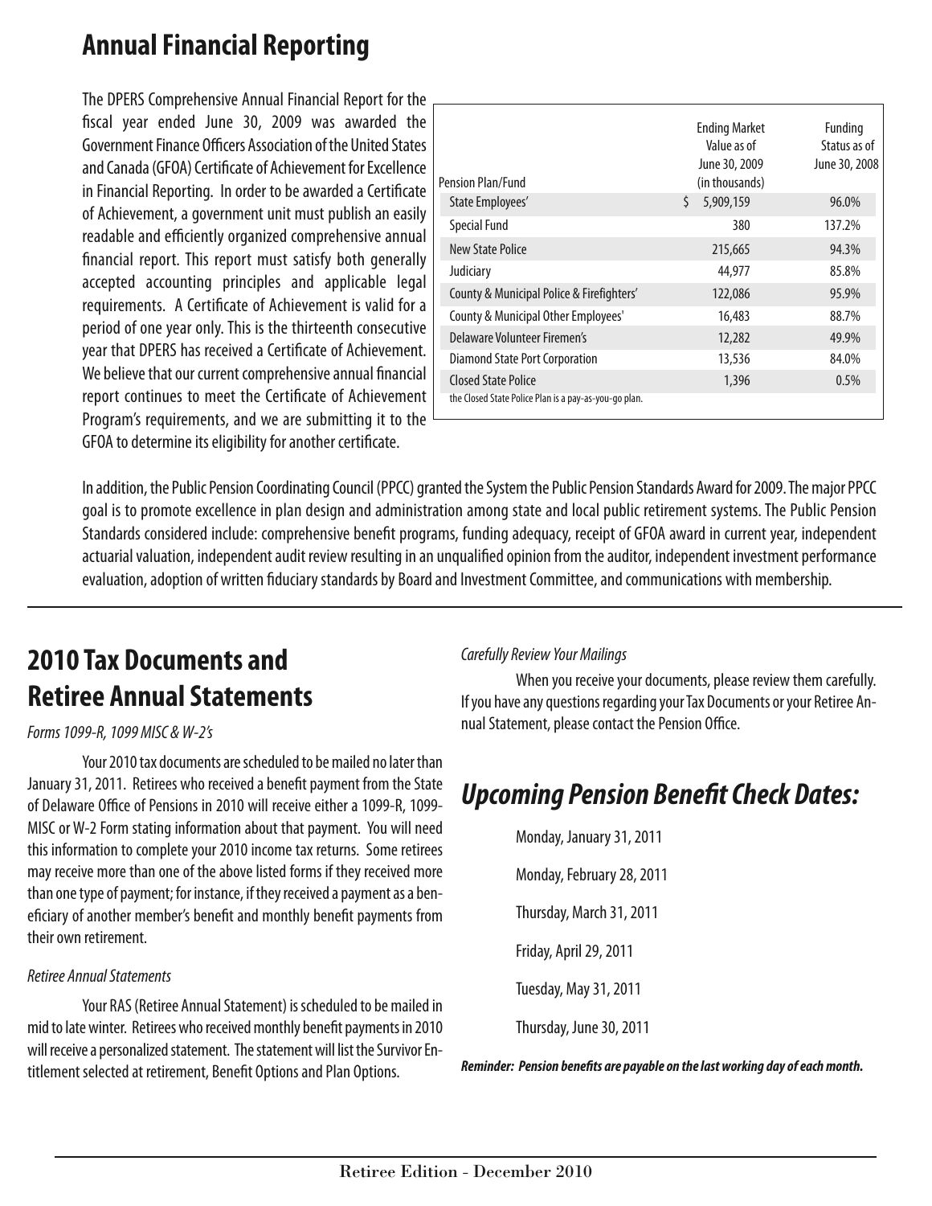## Annual Financial Reporting

The DPERS Comprehensive Annual Financial Report for the fiscal year ended June 30, 2009 was awarded the Government Finance Officers Association of the United States and Canada (GFOA) Certificate of Achievement for Excellence in Financial Reporting. In order to be awarded a Certificate of Achievement, a government unit must publish an easily readable and efficiently organized comprehensive annual financial report. This report must satisfy both generally accepted accounting principles and applicable legal requirements. A Certificate of Achievement is valid for a period of one year only. This is the thirteenth consecutive year that DPERS has received a Certificate of Achievement. We believe that our current comprehensive annual financial report continues to meet the Certificate of Achievement Program's requirements, and we are submitting it to the GFOA to determine its eligibility for another certificate.

| Pension Plan/Fund | Ending Market Value as of June 30, 2009 (in thousands) | Funding Status as of June 30, 2008 |
|---|---|---|
| State Employees' | $ 5,909,159 | 96.0% |
| Special Fund | 380 | 137.2% |
| New State Police | 215,665 | 94.3% |
| Judiciary | 44,977 | 85.8% |
| County & Municipal Police & Firefighters' | 122,086 | 95.9% |
| County & Municipal Other Employees' | 16,483 | 88.7% |
| Delaware Volunteer Firemen's | 12,282 | 49.9% |
| Diamond State Port Corporation | 13,536 | 84.0% |
| Closed State Police | 1,396 | 0.5% |

the Closed State Police Plan is a pay-as-you-go plan.

In addition, the Public Pension Coordinating Council (PPCC) granted the System the Public Pension Standards Award for 2009. The major PPCC goal is to promote excellence in plan design and administration among state and local public retirement systems. The Public Pension Standards considered include: comprehensive benefit programs, funding adequacy, receipt of GFOA award in current year, independent actuarial valuation, independent audit review resulting in an unqualified opinion from the auditor, independent investment performance evaluation, adoption of written fiduciary standards by Board and Investment Committee, and communications with membership.

## 2010 Tax Documents and Retiree Annual Statements

*Forms 1099-R, 1099 MISC & W-2's*

Your 2010 tax documents are scheduled to be mailed no later than January 31, 2011. Retirees who received a benefit payment from the State of Delaware Office of Pensions in 2010 will receive either a 1099-R, 1099-MISC or W-2 Form stating information about that payment. You will need this information to complete your 2010 income tax returns. Some retirees may receive more than one of the above listed forms if they received more than one type of payment; for instance, if they received a payment as a beneficiary of another member's benefit and monthly benefit payments from their own retirement.

*Retiree Annual Statements*

Your RAS (Retiree Annual Statement) is scheduled to be mailed in mid to late winter. Retirees who received monthly benefit payments in 2010 will receive a personalized statement. The statement will list the Survivor Entitlement selected at retirement, Benefit Options and Plan Options.

*Carefully Review Your Mailings*

When you receive your documents, please review them carefully. If you have any questions regarding your Tax Documents or your Retiree Annual Statement, please contact the Pension Office.

## *Upcoming Pension Benefit Check Dates:*

Monday, January 31, 2011

Monday, February 28, 2011

Thursday, March 31, 2011

Friday, April 29, 2011

Tuesday, May 31, 2011

Thursday, June 30, 2011

***Reminder: Pension benefits are payable on the last working day of each month.***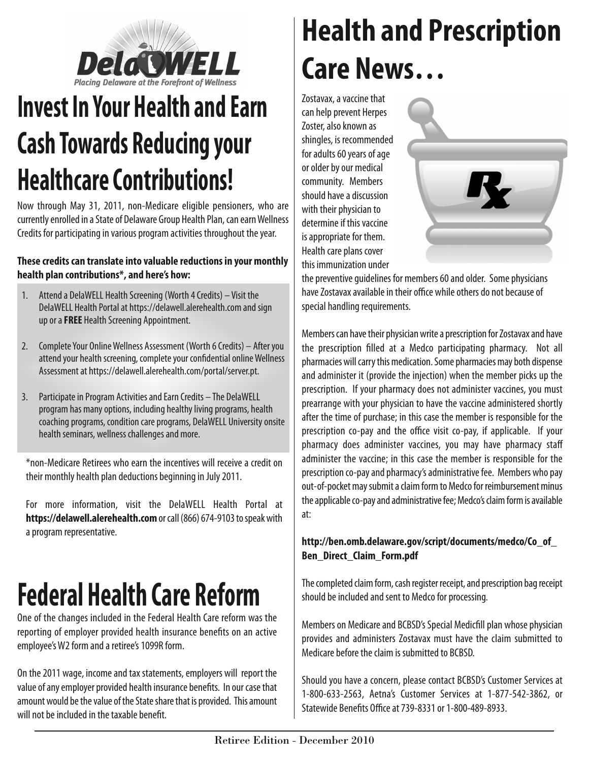DelaWELL

Placing Delaware at the Forefront of Wellness

# Invest In Your Health and Earn Cash Towards Reducing your Healthcare Contributions!

Now through May 31, 2011, non-Medicare eligible pensioners, who are currently enrolled in a State of Delaware Group Health Plan, can earn Wellness Credits for participating in various program activities throughout the year.

**These credits can translate into valuable reductions in your monthly health plan contributions*, and here's how:**

1. Attend a DelaWELL Health Screening (Worth 4 Credits) – Visit the DelaWELL Health Portal at https://delawell.alerehealth.com and sign up or a **FREE** Health Screening Appointment.

2. Complete Your Online Wellness Assessment (Worth 6 Credits) – After you attend your health screening, complete your confidential online Wellness Assessment at https://delawell.alerehealth.com/portal/server.pt.

3. Participate in Program Activities and Earn Credits – The DelaWELL program has many options, including healthy living programs, health coaching programs, condition care programs, DelaWELL University onsite health seminars, wellness challenges and more.

*non-Medicare Retirees who earn the incentives will receive a credit on their monthly health plan deductions beginning in July 2011.

For more information, visit the DelaWELL Health Portal at **https://delawell.alerehealth.com** or call (866) 674-9103 to speak with a program representative.

# Federal Health Care Reform

One of the changes included in the Federal Health Care reform was the reporting of employer provided health insurance benefits on an active employee's W2 form and a retiree's 1099R form.

On the 2011 wage, income and tax statements, employers will report the value of any employer provided health insurance benefits. In our case that amount would be the value of the State share that is provided. This amount will not be included in the taxable benefit.

# Health and Prescription Care News…

Zostavax, a vaccine that can help prevent Herpes Zoster, also known as shingles, is recommended for adults 60 years of age or older by our medical community. Members should have a discussion with their physician to determine if this vaccine is appropriate for them. Health care plans cover this immunization under the preventive guidelines for members 60 and older. Some physicians have Zostavax available in their office while others do not because of special handling requirements.

Members can have their physician write a prescription for Zostavax and have the prescription filled at a Medco participating pharmacy. Not all pharmacies will carry this medication. Some pharmacies may both dispense and administer it (provide the injection) when the member picks up the prescription. If your pharmacy does not administer vaccines, you must prearrange with your physician to have the vaccine administered shortly after the time of purchase; in this case the member is responsible for the prescription co-pay and the office visit co-pay, if applicable. If your pharmacy does administer vaccines, you may have pharmacy staff administer the vaccine; in this case the member is responsible for the prescription co-pay and pharmacy's administrative fee. Members who pay out-of-pocket may submit a claim form to Medco for reimbursement minus the applicable co-pay and administrative fee; Medco's claim form is available at:

**http://ben.omb.delaware.gov/script/documents/medco/Co_of_Ben_Direct_Claim_Form.pdf**

The completed claim form, cash register receipt, and prescription bag receipt should be included and sent to Medco for processing.

Members on Medicare and BCBSD's Special Medicfill plan whose physician provides and administers Zostavax must have the claim submitted to Medicare before the claim is submitted to BCBSD.

Should you have a concern, please contact BCBSD's Customer Services at 1-800-633-2563, Aetna's Customer Services at 1-877-542-3862, or Statewide Benefits Office at 739-8331 or 1-800-489-8933.